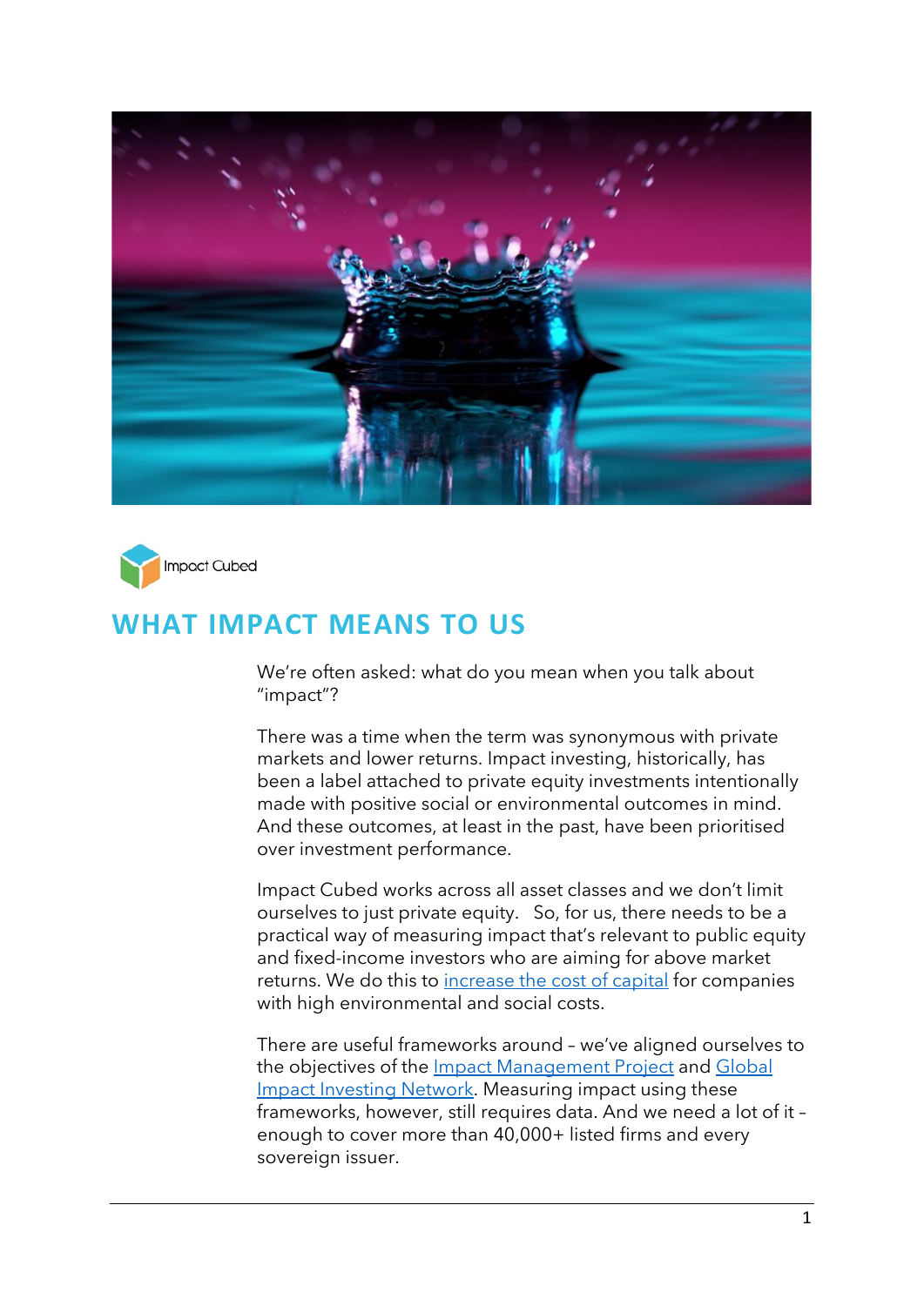Impact Cubed

# WHAT IMPACT MEANS TO US

We're often asked: what do you mean when you talk about "impact"?

There was a time when the term was synonymous with private markets and lower returns. Impact investing, historically, has been a label attached to private equity investments intentionally made with positive social or environmental outcomes in mind. And these outcomes, at least in the past, have been prioritised over investment performance.

Impact Cubed works across all asset classes and we don't limit ourselves to just private equity. So, for us, there needs to be a practical way of measuring impact that's relevant to public equity and fixed-income investors who are aiming for above market returns. We do this to increase the cost of capital for companies with high environmental and social costs.

There are useful frameworks around – we've aligned ourselves to the objectives of the Impact Management Project and Global Impact Investing Network. Measuring impact using these frameworks, however, still requires data. And we need a lot of it – enough to cover more than 40,000+ listed firms and every sovereign issuer.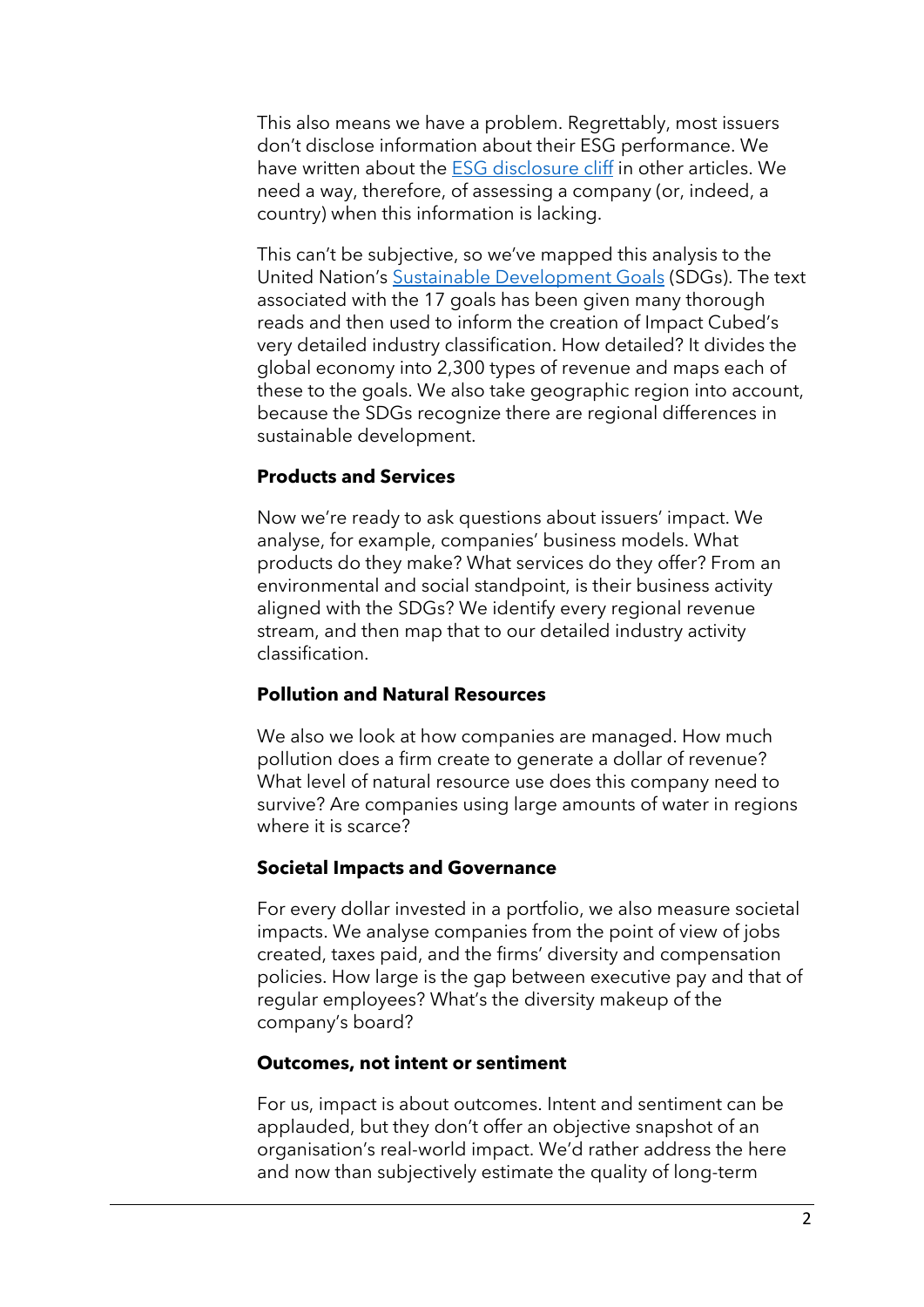This also means we have a problem. Regrettably, most issuers don't disclose information about their ESG performance. We have written about the [ESG disclosure cliff]() in other articles. We need a way, therefore, of assessing a company (or, indeed, a country) when this information is lacking.

This can't be subjective, so we've mapped this analysis to the United Nation's [Sustainable Development Goals]() (SDGs). The text associated with the 17 goals has been given many thorough reads and then used to inform the creation of Impact Cubed's very detailed industry classification. How detailed? It divides the global economy into 2,300 types of revenue and maps each of these to the goals. We also take geographic region into account, because the SDGs recognize there are regional differences in sustainable development.

**Products and Services**

Now we're ready to ask questions about issuers' impact. We analyse, for example, companies' business models. What products do they make? What services do they offer? From an environmental and social standpoint, is their business activity aligned with the SDGs? We identify every regional revenue stream, and then map that to our detailed industry activity classification.

**Pollution and Natural Resources**

We also we look at how companies are managed. How much pollution does a firm create to generate a dollar of revenue? What level of natural resource use does this company need to survive? Are companies using large amounts of water in regions where it is scarce?

**Societal Impacts and Governance**

For every dollar invested in a portfolio, we also measure societal impacts. We analyse companies from the point of view of jobs created, taxes paid, and the firms' diversity and compensation policies. How large is the gap between executive pay and that of regular employees? What's the diversity makeup of the company's board?

**Outcomes, not intent or sentiment**

For us, impact is about outcomes. Intent and sentiment can be applauded, but they don't offer an objective snapshot of an organisation's real-world impact. We'd rather address the here and now than subjectively estimate the quality of long-term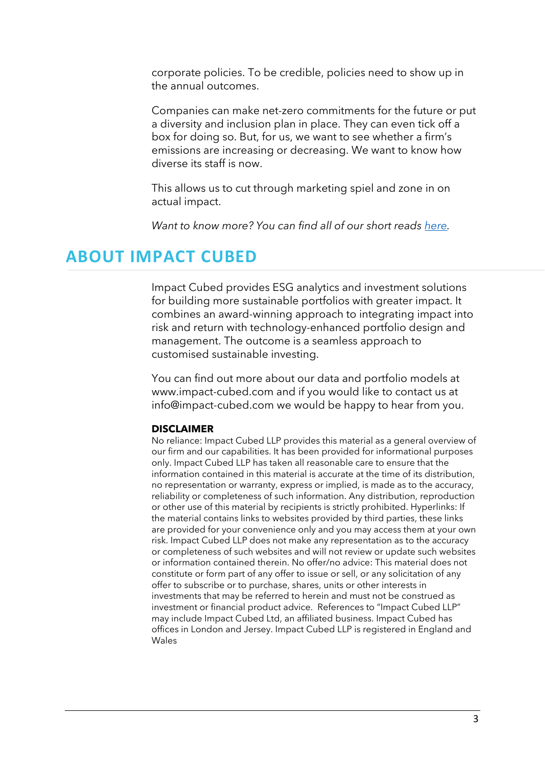corporate policies. To be credible, policies need to show up in the annual outcomes.

Companies can make net-zero commitments for the future or put a diversity and inclusion plan in place. They can even tick off a box for doing so. But, for us, we want to see whether a firm's emissions are increasing or decreasing. We want to know how diverse its staff is now.

This allows us to cut through marketing spiel and zone in on actual impact.

*Want to know more? You can find all of our short reads [here](#).*

## ABOUT IMPACT CUBED

Impact Cubed provides ESG analytics and investment solutions for building more sustainable portfolios with greater impact. It combines an award-winning approach to integrating impact into risk and return with technology-enhanced portfolio design and management. The outcome is a seamless approach to customised sustainable investing.

You can find out more about our data and portfolio models at www.impact-cubed.com and if you would like to contact us at info@impact-cubed.com we would be happy to hear from you.

**DISCLAIMER**

No reliance: Impact Cubed LLP provides this material as a general overview of our firm and our capabilities. It has been provided for informational purposes only. Impact Cubed LLP has taken all reasonable care to ensure that the information contained in this material is accurate at the time of its distribution, no representation or warranty, express or implied, is made as to the accuracy, reliability or completeness of such information. Any distribution, reproduction or other use of this material by recipients is strictly prohibited. Hyperlinks: If the material contains links to websites provided by third parties, these links are provided for your convenience only and you may access them at your own risk. Impact Cubed LLP does not make any representation as to the accuracy or completeness of such websites and will not review or update such websites or information contained therein. No offer/no advice: This material does not constitute or form part of any offer to issue or sell, or any solicitation of any offer to subscribe or to purchase, shares, units or other interests in investments that may be referred to herein and must not be construed as investment or financial product advice. References to "Impact Cubed LLP" may include Impact Cubed Ltd, an affiliated business. Impact Cubed has offices in London and Jersey. Impact Cubed LLP is registered in England and Wales